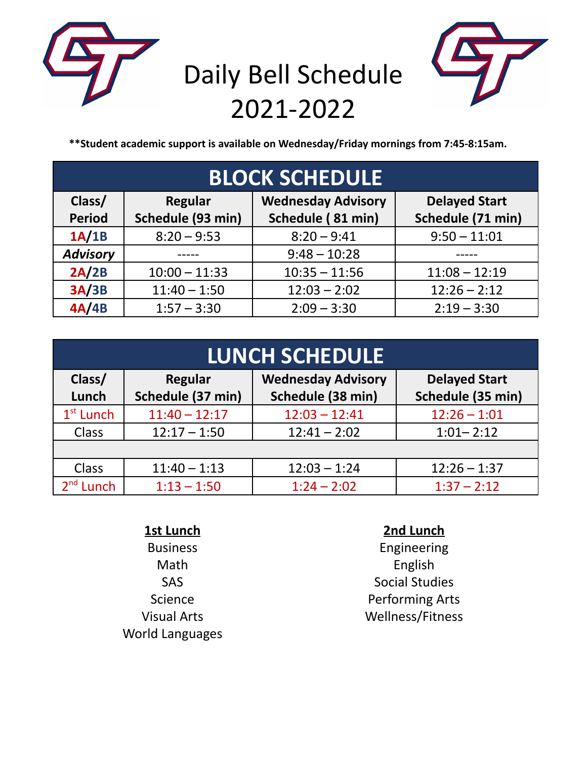# Daily Bell Schedule 2021-2022

**\*\*Student academic support is available on Wednesday/Friday mornings from 7:45-8:15am.**

| BLOCK SCHEDULE | | | |
|---|---|---|---|
| **Class/ Period** | **Regular Schedule (93 min)** | **Wednesday Advisory Schedule ( 81 min)** | **Delayed Start Schedule (71 min)** |
| **1A/1B** | 8:20 – 9:53 | 8:20 – 9:41 | 9:50 – 11:01 |
| ***Advisory*** | ----- | 9:48 – 10:28 | ----- |
| **2A/2B** | 10:00 – 11:33 | 10:35 – 11:56 | 11:08 – 12:19 |
| **3A/3B** | 11:40 – 1:50 | 12:03 – 2:02 | 12:26 – 2:12 |
| **4A/4B** | 1:57 – 3:30 | 2:09 – 3:30 | 2:19 – 3:30 |

| LUNCH SCHEDULE | | | |
|---|---|---|---|
| **Class/ Lunch** | **Regular Schedule (37 min)** | **Wednesday Advisory Schedule (38 min)** | **Delayed Start Schedule (35 min)** |
| 1st Lunch | 11:40 – 12:17 | 12:03 – 12:41 | 12:26 – 1:01 |
| Class | 12:17 – 1:50 | 12:41 – 2:02 | 1:01– 2:12 |
| | | | |
| Class | 11:40 – 1:13 | 12:03 – 1:24 | 12:26 – 1:37 |
| 2nd Lunch | 1:13 – 1:50 | 1:24 – 2:02 | 1:37 – 2:12 |

**1st Lunch**

Business
Math
SAS
Science
Visual Arts
World Languages

**2nd Lunch**

Engineering
English
Social Studies
Performing Arts
Wellness/Fitness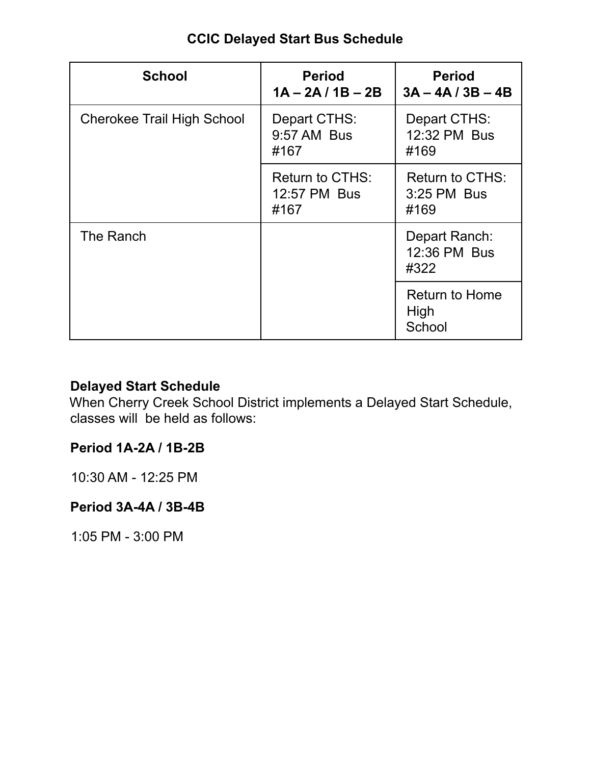**CCIC Delayed Start Bus Schedule**

| School | Period 1A – 2A / 1B – 2B | Period 3A – 4A / 3B – 4B |
|---|---|---|
| Cherokee Trail High School | Depart CTHS: 9:57 AM Bus #167 | Depart CTHS: 12:32 PM Bus #169 |
| | Return to CTHS: 12:57 PM Bus #167 | Return to CTHS: 3:25 PM Bus #169 |
| The Ranch | | Depart Ranch: 12:36 PM Bus #322 |
| | | Return to Home High School |

**Delayed Start Schedule**
When Cherry Creek School District implements a Delayed Start Schedule, classes will be held as follows:

**Period 1A-2A / 1B-2B**

10:30 AM - 12:25 PM

**Period 3A-4A / 3B-4B**

1:05 PM - 3:00 PM